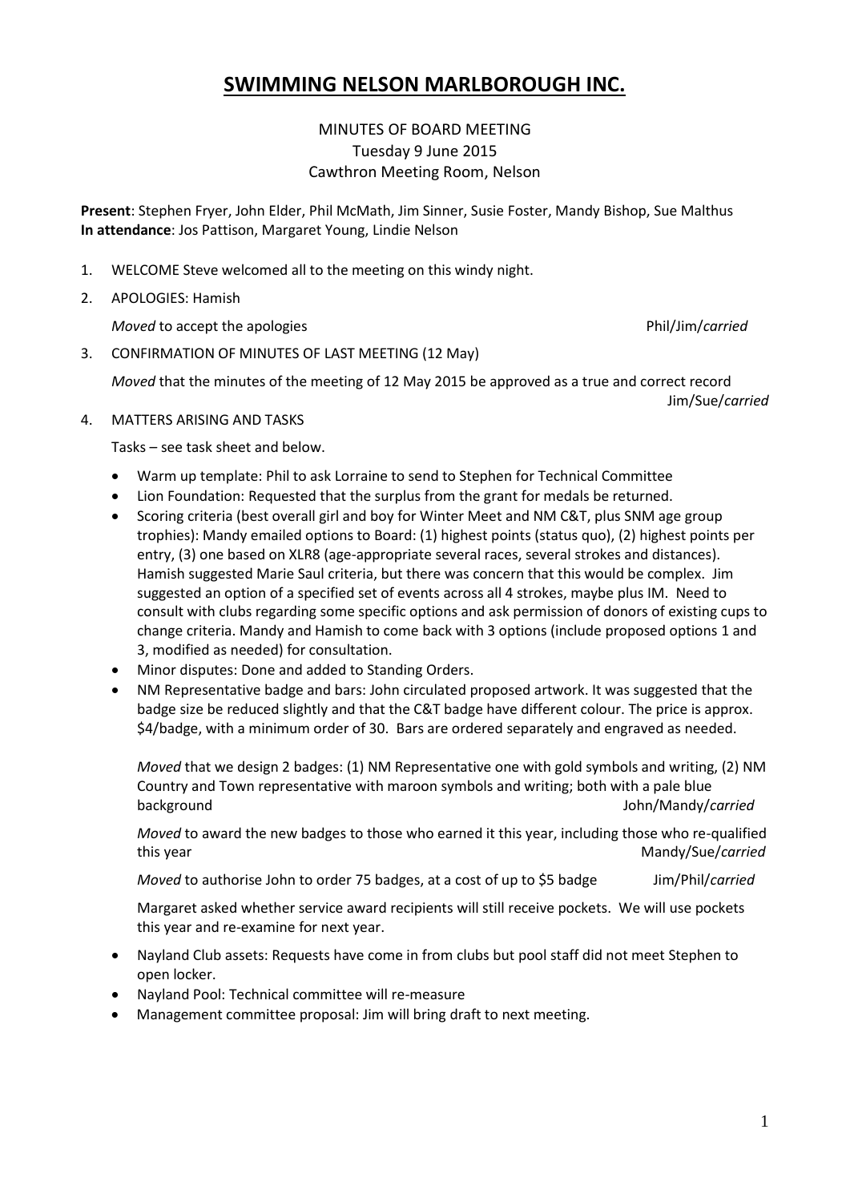# SWIMMING NELSON MARLBOROUGH INC.

MINUTES OF BOARD MEETING
Tuesday 9 June 2015
Cawthron Meeting Room, Nelson

**Present**: Stephen Fryer, John Elder, Phil McMath, Jim Sinner, Susie Foster, Mandy Bishop, Sue Malthus
**In attendance**: Jos Pattison, Margaret Young, Lindie Nelson

1. WELCOME Steve welcomed all to the meeting on this windy night.
2. APOLOGIES: Hamish

   *Moved* to accept the apologies Phil/Jim/*carried*

3. CONFIRMATION OF MINUTES OF LAST MEETING (12 May)

   *Moved* that the minutes of the meeting of 12 May 2015 be approved as a true and correct record Jim/Sue/*carried*

4. MATTERS ARISING AND TASKS

   Tasks – see task sheet and below.

   - Warm up template: Phil to ask Lorraine to send to Stephen for Technical Committee
   - Lion Foundation: Requested that the surplus from the grant for medals be returned.
   - Scoring criteria (best overall girl and boy for Winter Meet and NM C&T, plus SNM age group trophies): Mandy emailed options to Board: (1) highest points (status quo), (2) highest points per entry, (3) one based on XLR8 (age-appropriate several races, several strokes and distances). Hamish suggested Marie Saul criteria, but there was concern that this would be complex. Jim suggested an option of a specified set of events across all 4 strokes, maybe plus IM. Need to consult with clubs regarding some specific options and ask permission of donors of existing cups to change criteria. Mandy and Hamish to come back with 3 options (include proposed options 1 and 3, modified as needed) for consultation.
   - Minor disputes: Done and added to Standing Orders.
   - NM Representative badge and bars: John circulated proposed artwork. It was suggested that the badge size be reduced slightly and that the C&T badge have different colour. The price is approx. $4/badge, with a minimum order of 30. Bars are ordered separately and engraved as needed.

     *Moved* that we design 2 badges: (1) NM Representative one with gold symbols and writing, (2) NM Country and Town representative with maroon symbols and writing; both with a pale blue background John/Mandy/*carried*

     *Moved* to award the new badges to those who earned it this year, including those who re-qualified this year Mandy/Sue/*carried*

     *Moved* to authorise John to order 75 badges, at a cost of up to $5 badge Jim/Phil/*carried*

     Margaret asked whether service award recipients will still receive pockets. We will use pockets this year and re-examine for next year.

   - Nayland Club assets: Requests have come in from clubs but pool staff did not meet Stephen to open locker.
   - Nayland Pool: Technical committee will re-measure
   - Management committee proposal: Jim will bring draft to next meeting.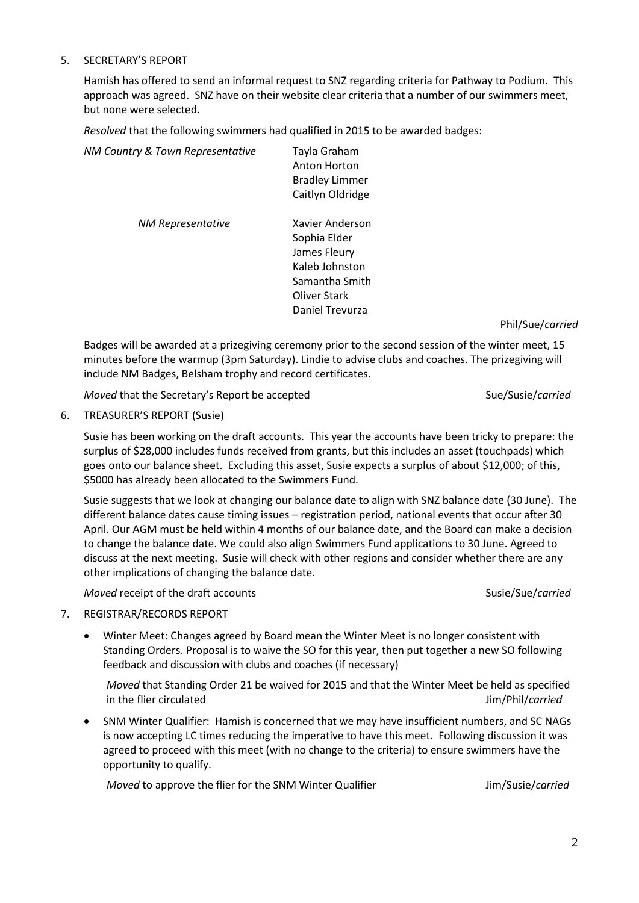5. SECRETARY'S REPORT

   Hamish has offered to send an informal request to SNZ regarding criteria for Pathway to Podium. This approach was agreed. SNZ have on their website clear criteria that a number of our swimmers meet, but none were selected.

   *Resolved* that the following swimmers had qualified in 2015 to be awarded badges:

| | |
|---|---|
| *NM Country & Town Representative* | Tayla Graham<br>Anton Horton<br>Bradley Limmer<br>Caitlyn Oldridge |
| *NM Representative* | Xavier Anderson<br>Sophia Elder<br>James Fleury<br>Kaleb Johnston<br>Samantha Smith<br>Oliver Stark<br>Daniel Trevurza |

   Phil/Sue/*carried*

   Badges will be awarded at a prizegiving ceremony prior to the second session of the winter meet, 15 minutes before the warmup (3pm Saturday). Lindie to advise clubs and coaches. The prizegiving will include NM Badges, Belsham trophy and record certificates.

   *Moved* that the Secretary's Report be accepted Sue/Susie/*carried*

6. TREASURER'S REPORT (Susie)

   Susie has been working on the draft accounts. This year the accounts have been tricky to prepare: the surplus of $28,000 includes funds received from grants, but this includes an asset (touchpads) which goes onto our balance sheet. Excluding this asset, Susie expects a surplus of about $12,000; of this, $5000 has already been allocated to the Swimmers Fund.

   Susie suggests that we look at changing our balance date to align with SNZ balance date (30 June). The different balance dates cause timing issues – registration period, national events that occur after 30 April. Our AGM must be held within 4 months of our balance date, and the Board can make a decision to change the balance date. We could also align Swimmers Fund applications to 30 June. Agreed to discuss at the next meeting. Susie will check with other regions and consider whether there are any other implications of changing the balance date.

   *Moved* receipt of the draft accounts Susie/Sue/*carried*

7. REGISTRAR/RECORDS REPORT

   - Winter Meet: Changes agreed by Board mean the Winter Meet is no longer consistent with Standing Orders. Proposal is to waive the SO for this year, then put together a new SO following feedback and discussion with clubs and coaches (if necessary)

     *Moved* that Standing Order 21 be waived for 2015 and that the Winter Meet be held as specified in the flier circulated Jim/Phil/*carried*

   - SNM Winter Qualifier: Hamish is concerned that we may have insufficient numbers, and SC NAGs is now accepting LC times reducing the imperative to have this meet. Following discussion it was agreed to proceed with this meet (with no change to the criteria) to ensure swimmers have the opportunity to qualify.

     *Moved* to approve the flier for the SNM Winter Qualifier Jim/Susie/*carried*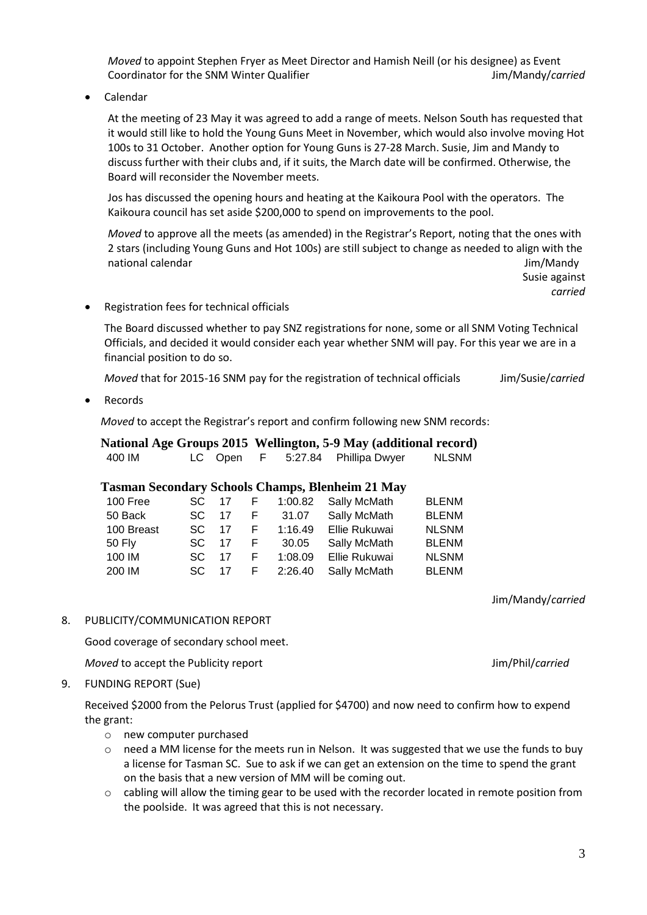*Moved* to appoint Stephen Fryer as Meet Director and Hamish Neill (or his designee) as Event Coordinator for the SNM Winter Qualifier Jim/Mandy/*carried*

- Calendar

  At the meeting of 23 May it was agreed to add a range of meets. Nelson South has requested that it would still like to hold the Young Guns Meet in November, which would also involve moving Hot 100s to 31 October. Another option for Young Guns is 27-28 March. Susie, Jim and Mandy to discuss further with their clubs and, if it suits, the March date will be confirmed. Otherwise, the Board will reconsider the November meets.

  Jos has discussed the opening hours and heating at the Kaikoura Pool with the operators. The Kaikoura council has set aside $200,000 to spend on improvements to the pool.

  *Moved* to approve all the meets (as amended) in the Registrar's Report, noting that the ones with 2 stars (including Young Guns and Hot 100s) are still subject to change as needed to align with the national calendar Jim/Mandy
  Susie against
  *carried*

- Registration fees for technical officials

  The Board discussed whether to pay SNZ registrations for none, some or all SNM Voting Technical Officials, and decided it would consider each year whether SNM will pay. For this year we are in a financial position to do so.

  *Moved* that for 2015-16 SNM pay for the registration of technical officials Jim/Susie/*carried*

- Records

  *Moved* to accept the Registrar's report and confirm following new SNM records:

  **National Age Groups 2015 Wellington, 5-9 May (additional record)**

| | | | | | | |
|---|---|---|---|---|---|---|
| 400 IM | LC | Open | F | 5:27.84 | Phillipa Dwyer | NLSNM |

  **Tasman Secondary Schools Champs, Blenheim 21 May**

| | | | | | | |
|---|---|---|---|---|---|---|
| 100 Free | SC | 17 | F | 1:00.82 | Sally McMath | BLENM |
| 50 Back | SC | 17 | F | 31.07 | Sally McMath | BLENM |
| 100 Breast | SC | 17 | F | 1:16.49 | Ellie Rukuwai | NLSNM |
| 50 Fly | SC | 17 | F | 30.05 | Sally McMath | BLENM |
| 100 IM | SC | 17 | F | 1:08.09 | Ellie Rukuwai | NLSNM |
| 200 IM | SC | 17 | F | 2:26.40 | Sally McMath | BLENM |

  Jim/Mandy/*carried*

8. PUBLICITY/COMMUNICATION REPORT

   Good coverage of secondary school meet.

   *Moved* to accept the Publicity report Jim/Phil/*carried*

9. FUNDING REPORT (Sue)

   Received $2000 from the Pelorus Trust (applied for $4700) and now need to confirm how to expend the grant:

   - new computer purchased
   - need a MM license for the meets run in Nelson. It was suggested that we use the funds to buy a license for Tasman SC. Sue to ask if we can get an extension on the time to spend the grant on the basis that a new version of MM will be coming out.
   - cabling will allow the timing gear to be used with the recorder located in remote position from the poolside. It was agreed that this is not necessary.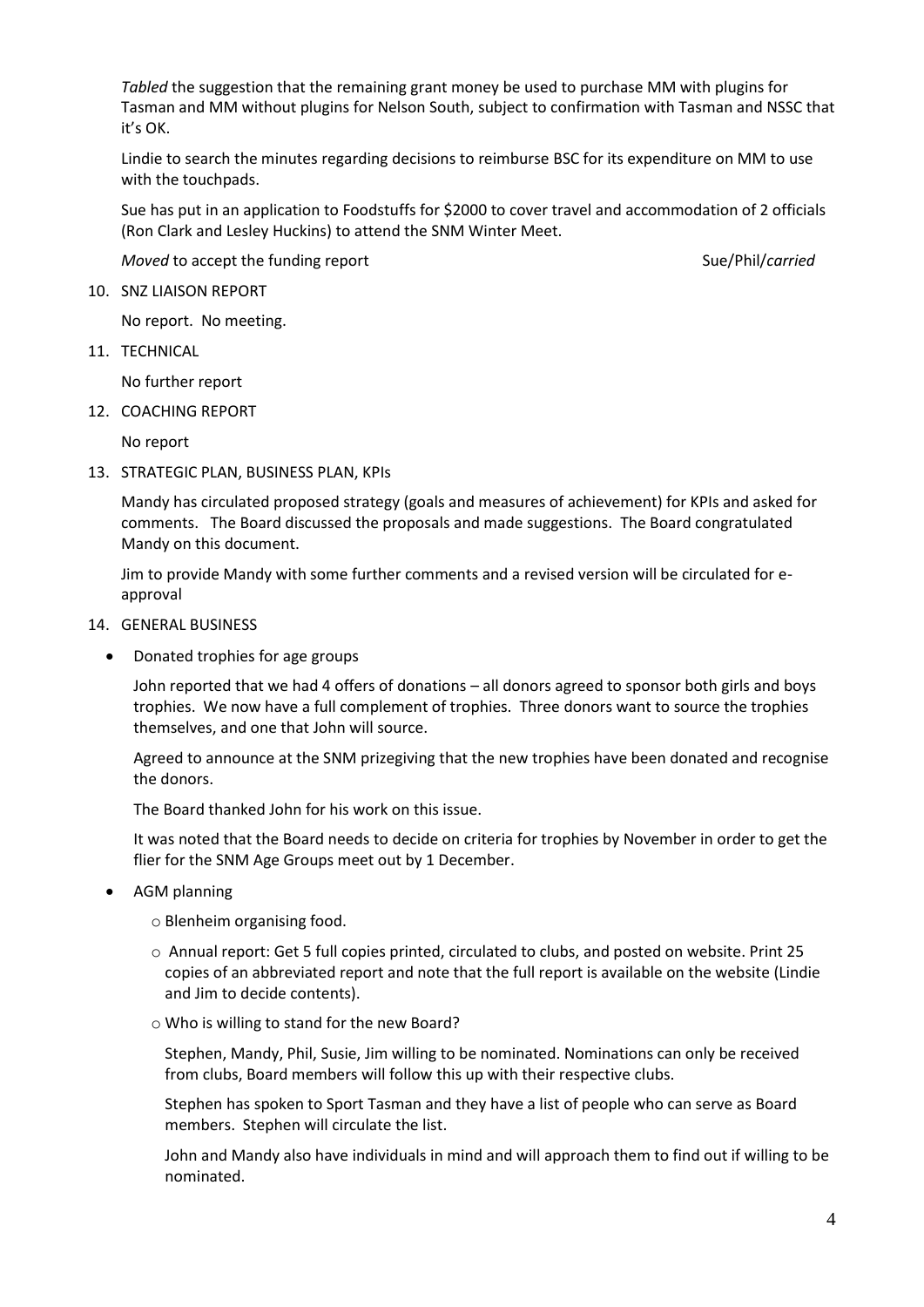*Tabled* the suggestion that the remaining grant money be used to purchase MM with plugins for Tasman and MM without plugins for Nelson South, subject to confirmation with Tasman and NSSC that it's OK.

Lindie to search the minutes regarding decisions to reimburse BSC for its expenditure on MM to use with the touchpads.

Sue has put in an application to Foodstuffs for $2000 to cover travel and accommodation of 2 officials (Ron Clark and Lesley Huckins) to attend the SNM Winter Meet.

*Moved* to accept the funding report — Sue/Phil/*carried*

10. SNZ LIAISON REPORT

    No report. No meeting.

11. TECHNICAL

    No further report

12. COACHING REPORT

    No report

13. STRATEGIC PLAN, BUSINESS PLAN, KPIs

    Mandy has circulated proposed strategy (goals and measures of achievement) for KPIs and asked for comments. The Board discussed the proposals and made suggestions. The Board congratulated Mandy on this document.

    Jim to provide Mandy with some further comments and a revised version will be circulated for e-approval

14. GENERAL BUSINESS

    - Donated trophies for age groups

      John reported that we had 4 offers of donations – all donors agreed to sponsor both girls and boys trophies. We now have a full complement of trophies. Three donors want to source the trophies themselves, and one that John will source.

      Agreed to announce at the SNM prizegiving that the new trophies have been donated and recognise the donors.

      The Board thanked John for his work on this issue.

      It was noted that the Board needs to decide on criteria for trophies by November in order to get the flier for the SNM Age Groups meet out by 1 December.

    - AGM planning

      - Blenheim organising food.
      - Annual report: Get 5 full copies printed, circulated to clubs, and posted on website. Print 25 copies of an abbreviated report and note that the full report is available on the website (Lindie and Jim to decide contents).
      - Who is willing to stand for the new Board?

        Stephen, Mandy, Phil, Susie, Jim willing to be nominated. Nominations can only be received from clubs, Board members will follow this up with their respective clubs.

        Stephen has spoken to Sport Tasman and they have a list of people who can serve as Board members. Stephen will circulate the list.

        John and Mandy also have individuals in mind and will approach them to find out if willing to be nominated.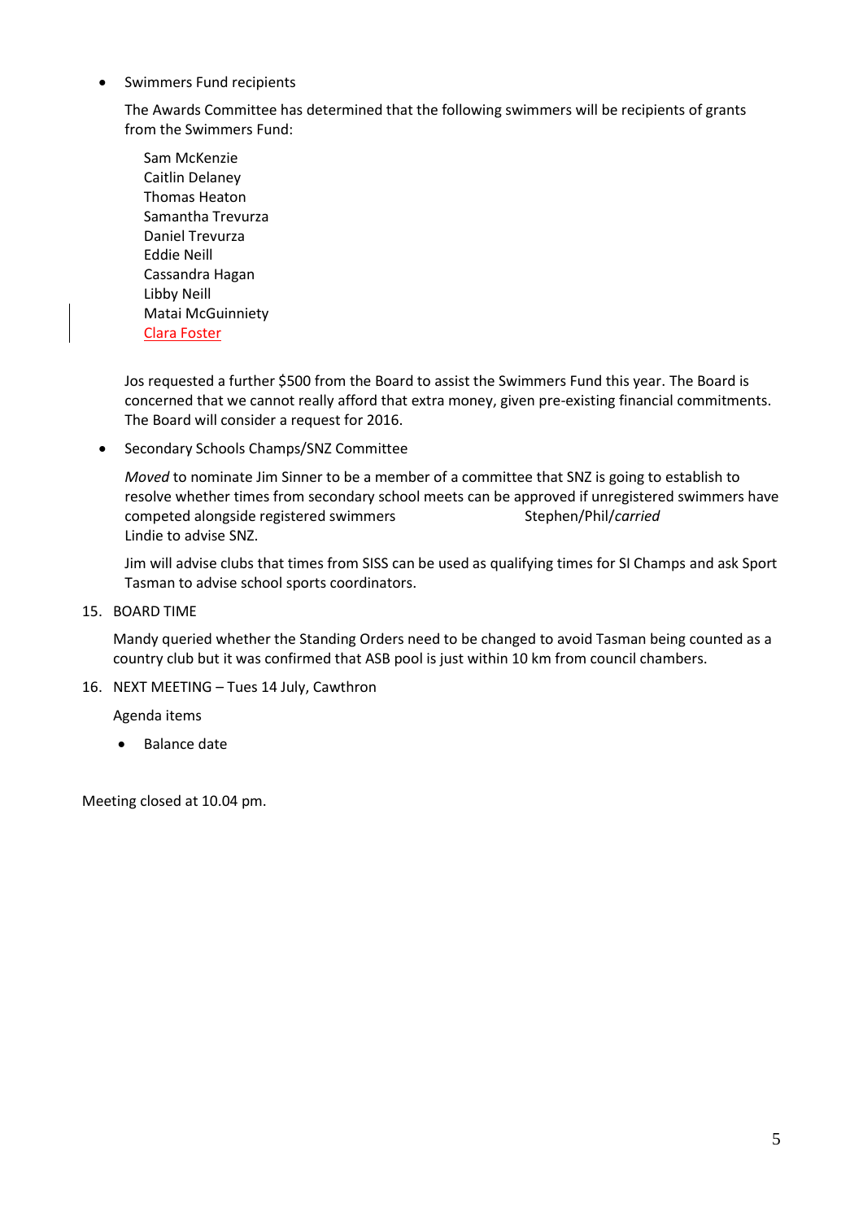- Swimmers Fund recipients

  The Awards Committee has determined that the following swimmers will be recipients of grants from the Swimmers Fund:

  Sam McKenzie
  Caitlin Delaney
  Thomas Heaton
  Samantha Trevurza
  Daniel Trevurza
  Eddie Neill
  Cassandra Hagan
  Libby Neill
  Matai McGuinniety
  Clara Foster

  Jos requested a further $500 from the Board to assist the Swimmers Fund this year. The Board is concerned that we cannot really afford that extra money, given pre-existing financial commitments. The Board will consider a request for 2016.

- Secondary Schools Champs/SNZ Committee

  *Moved* to nominate Jim Sinner to be a member of a committee that SNZ is going to establish to resolve whether times from secondary school meets can be approved if unregistered swimmers have competed alongside registered swimmers Stephen/Phil/*carried*
  Lindie to advise SNZ.

  Jim will advise clubs that times from SISS can be used as qualifying times for SI Champs and ask Sport Tasman to advise school sports coordinators.

15. BOARD TIME

    Mandy queried whether the Standing Orders need to be changed to avoid Tasman being counted as a country club but it was confirmed that ASB pool is just within 10 km from council chambers.

16. NEXT MEETING – Tues 14 July, Cawthron

    Agenda items

    - Balance date

Meeting closed at 10.04 pm.